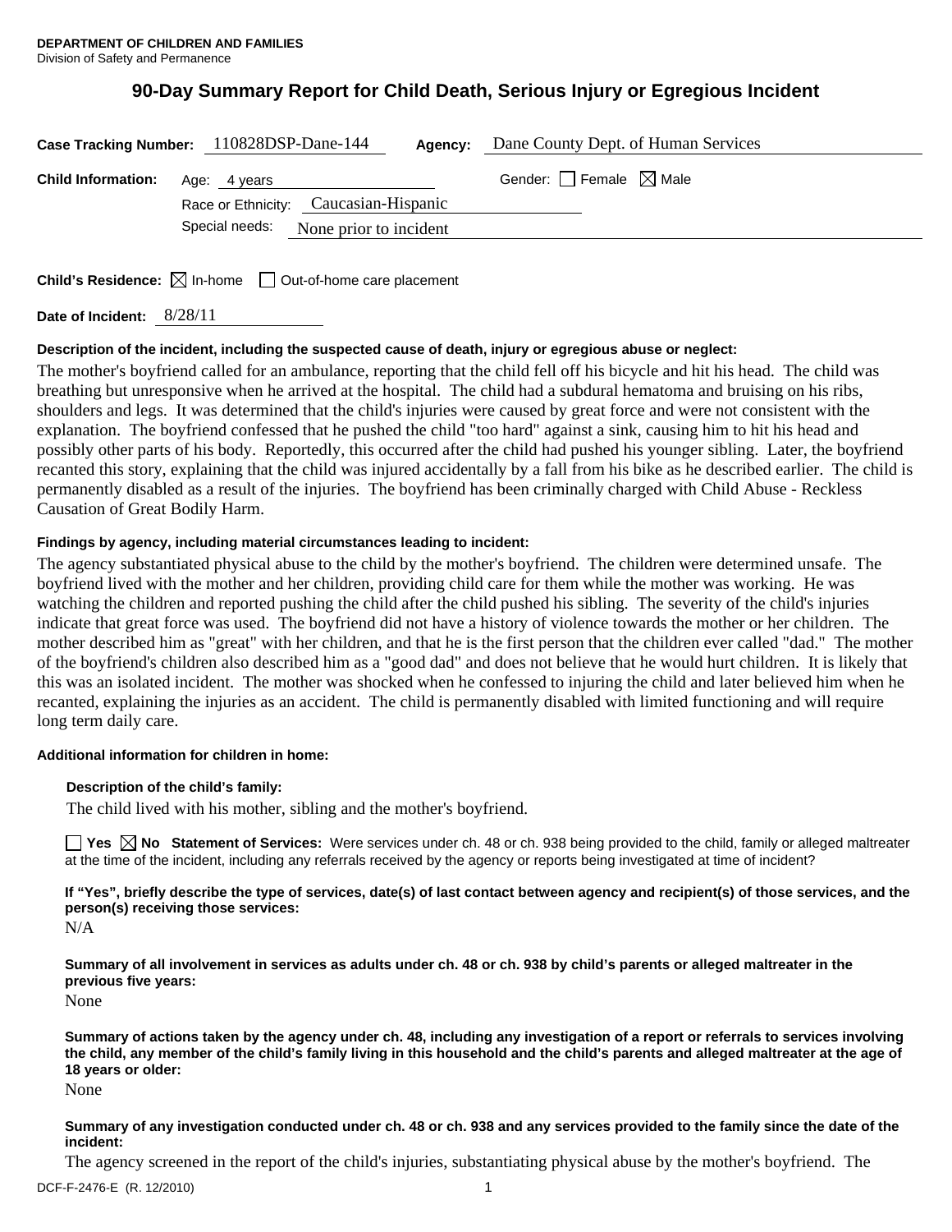**DEPARTMENT OF CHILDREN AND FAMILIES**
Division of Safety and Permanence

# 90-Day Summary Report for Child Death, Serious Injury or Egregious Incident

**Case Tracking Number:** 110828DSP-Dane-144 **Agency:** Dane County Dept. of Human Services

**Child Information:** Age: 4 years Gender: ☐ Female ☒ Male

Race or Ethnicity: Caucasian-Hispanic

Special needs: None prior to incident

**Child's Residence:** ☒ In-home ☐ Out-of-home care placement

**Date of Incident:** 8/28/11

**Description of the incident, including the suspected cause of death, injury or egregious abuse or neglect:**

The mother's boyfriend called for an ambulance, reporting that the child fell off his bicycle and hit his head. The child was breathing but unresponsive when he arrived at the hospital. The child had a subdural hematoma and bruising on his ribs, shoulders and legs. It was determined that the child's injuries were caused by great force and were not consistent with the explanation. The boyfriend confessed that he pushed the child "too hard" against a sink, causing him to hit his head and possibly other parts of his body. Reportedly, this occurred after the child had pushed his younger sibling. Later, the boyfriend recanted this story, explaining that the child was injured accidentally by a fall from his bike as he described earlier. The child is permanently disabled as a result of the injuries. The boyfriend has been criminally charged with Child Abuse - Reckless Causation of Great Bodily Harm.

**Findings by agency, including material circumstances leading to incident:**

The agency substantiated physical abuse to the child by the mother's boyfriend. The children were determined unsafe. The boyfriend lived with the mother and her children, providing child care for them while the mother was working. He was watching the children and reported pushing the child after the child pushed his sibling. The severity of the child's injuries indicate that great force was used. The boyfriend did not have a history of violence towards the mother or her children. The mother described him as "great" with her children, and that he is the first person that the children ever called "dad." The mother of the boyfriend's children also described him as a "good dad" and does not believe that he would hurt children. It is likely that this was an isolated incident. The mother was shocked when he confessed to injuring the child and later believed him when he recanted, explaining the injuries as an accident. The child is permanently disabled with limited functioning and will require long term daily care.

**Additional information for children in home:**

**Description of the child's family:**

The child lived with his mother, sibling and the mother's boyfriend.

☐ **Yes** ☒ **No** **Statement of Services:** Were services under ch. 48 or ch. 938 being provided to the child, family or alleged maltreater at the time of the incident, including any referrals received by the agency or reports being investigated at time of incident?

**If "Yes", briefly describe the type of services, date(s) of last contact between agency and recipient(s) of those services, and the person(s) receiving those services:**

N/A

**Summary of all involvement in services as adults under ch. 48 or ch. 938 by child's parents or alleged maltreater in the previous five years:**

None

**Summary of actions taken by the agency under ch. 48, including any investigation of a report or referrals to services involving the child, any member of the child's family living in this household and the child's parents and alleged maltreater at the age of 18 years or older:**

None

**Summary of any investigation conducted under ch. 48 or ch. 938 and any services provided to the family since the date of the incident:**

The agency screened in the report of the child's injuries, substantiating physical abuse by the mother's boyfriend. The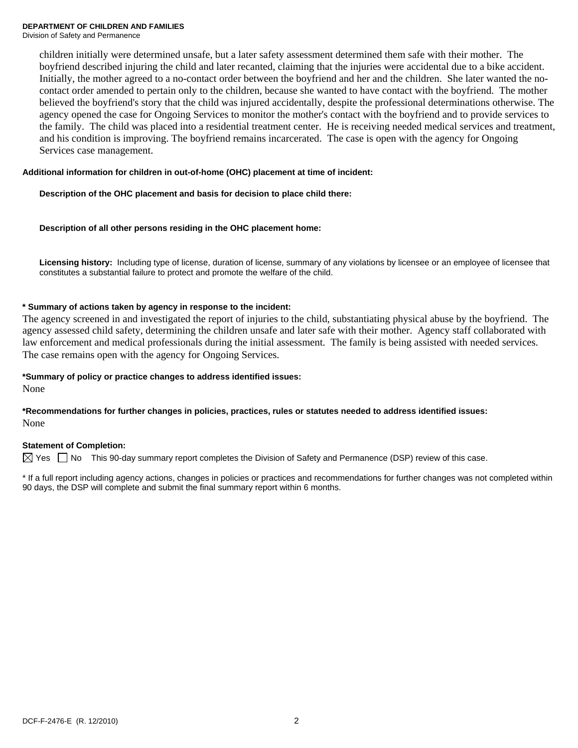children initially were determined unsafe, but a later safety assessment determined them safe with their mother. The boyfriend described injuring the child and later recanted, claiming that the injuries were accidental due to a bike accident. Initially, the mother agreed to a no-contact order between the boyfriend and her and the children. She later wanted the no-contact order amended to pertain only to the children, because she wanted to have contact with the boyfriend. The mother believed the boyfriend's story that the child was injured accidentally, despite the professional determinations otherwise. The agency opened the case for Ongoing Services to monitor the mother's contact with the boyfriend and to provide services to the family. The child was placed into a residential treatment center. He is receiving needed medical services and treatment, and his condition is improving. The boyfriend remains incarcerated. The case is open with the agency for Ongoing Services case management.

**Additional information for children in out-of-home (OHC) placement at time of incident:**

**Description of the OHC placement and basis for decision to place child there:**

**Description of all other persons residing in the OHC placement home:**

**Licensing history:** Including type of license, duration of license, summary of any violations by licensee or an employee of licensee that constitutes a substantial failure to protect and promote the welfare of the child.

**\* Summary of actions taken by agency in response to the incident:**

The agency screened in and investigated the report of injuries to the child, substantiating physical abuse by the boyfriend. The agency assessed child safety, determining the children unsafe and later safe with their mother. Agency staff collaborated with law enforcement and medical professionals during the initial assessment. The family is being assisted with needed services. The case remains open with the agency for Ongoing Services.

**\*Summary of policy or practice changes to address identified issues:**

None

**\*Recommendations for further changes in policies, practices, rules or statutes needed to address identified issues:**

None

**Statement of Completion:**

☒ Yes ☐ No This 90-day summary report completes the Division of Safety and Permanence (DSP) review of this case.

\* If a full report including agency actions, changes in policies or practices and recommendations for further changes was not completed within 90 days, the DSP will complete and submit the final summary report within 6 months.